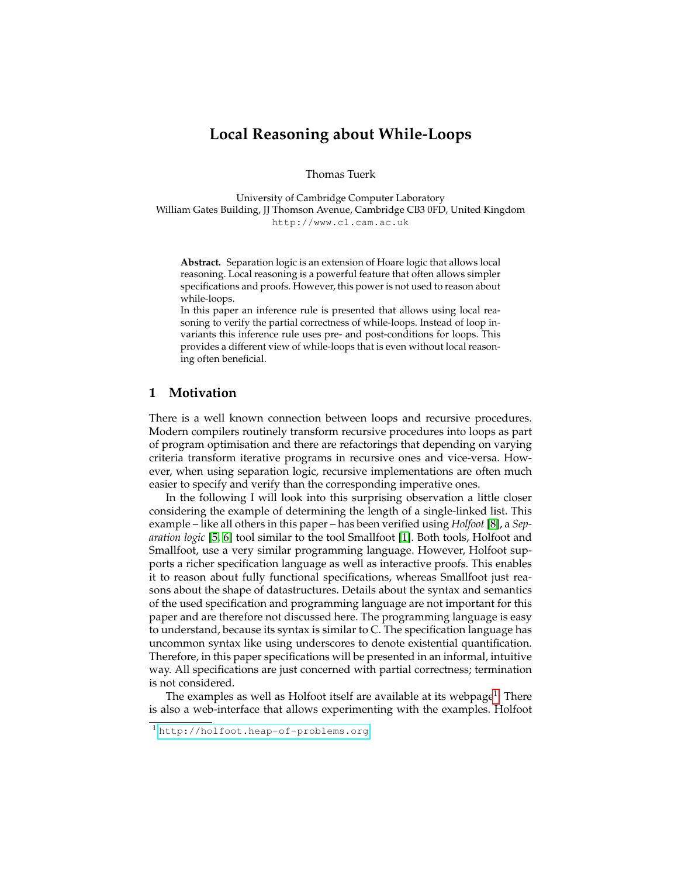# Local Reasoning about While-Loops

Thomas Tuerk

University of Cambridge Computer Laboratory
William Gates Building, JJ Thomson Avenue, Cambridge CB3 0FD, United Kingdom
http://www.cl.cam.ac.uk

**Abstract.** Separation logic is an extension of Hoare logic that allows local reasoning. Local reasoning is a powerful feature that often allows simpler specifications and proofs. However, this power is not used to reason about while-loops.
In this paper an inference rule is presented that allows using local reasoning to verify the partial correctness of while-loops. Instead of loop invariants this inference rule uses pre- and post-conditions for loops. This provides a different view of while-loops that is even without local reasoning often beneficial.

## 1 Motivation

There is a well known connection between loops and recursive procedures. Modern compilers routinely transform recursive procedures into loops as part of program optimisation and there are refactorings that depending on varying criteria transform iterative programs in recursive ones and vice-versa. However, when using separation logic, recursive implementations are often much easier to specify and verify than the corresponding imperative ones.

In the following I will look into this surprising observation a little closer considering the example of determining the length of a single-linked list. This example – like all others in this paper – has been verified using *Holfoot* [8], a *Separation logic* [5, 6] tool similar to the tool Smallfoot [1]. Both tools, Holfoot and Smallfoot, use a very similar programming language. However, Holfoot supports a richer specification language as well as interactive proofs. This enables it to reason about fully functional specifications, whereas Smallfoot just reasons about the shape of datastructures. Details about the syntax and semantics of the used specification and programming language are not important for this paper and are therefore not discussed here. The programming language is easy to understand, because its syntax is similar to C. The specification language has uncommon syntax like using underscores to denote existential quantification. Therefore, in this paper specifications will be presented in an informal, intuitive way. All specifications are just concerned with partial correctness; termination is not considered.

The examples as well as Holfoot itself are available at its webpage[1]. There is also a web-interface that allows experimenting with the examples. Holfoot

[1] http://holfoot.heap-of-problems.org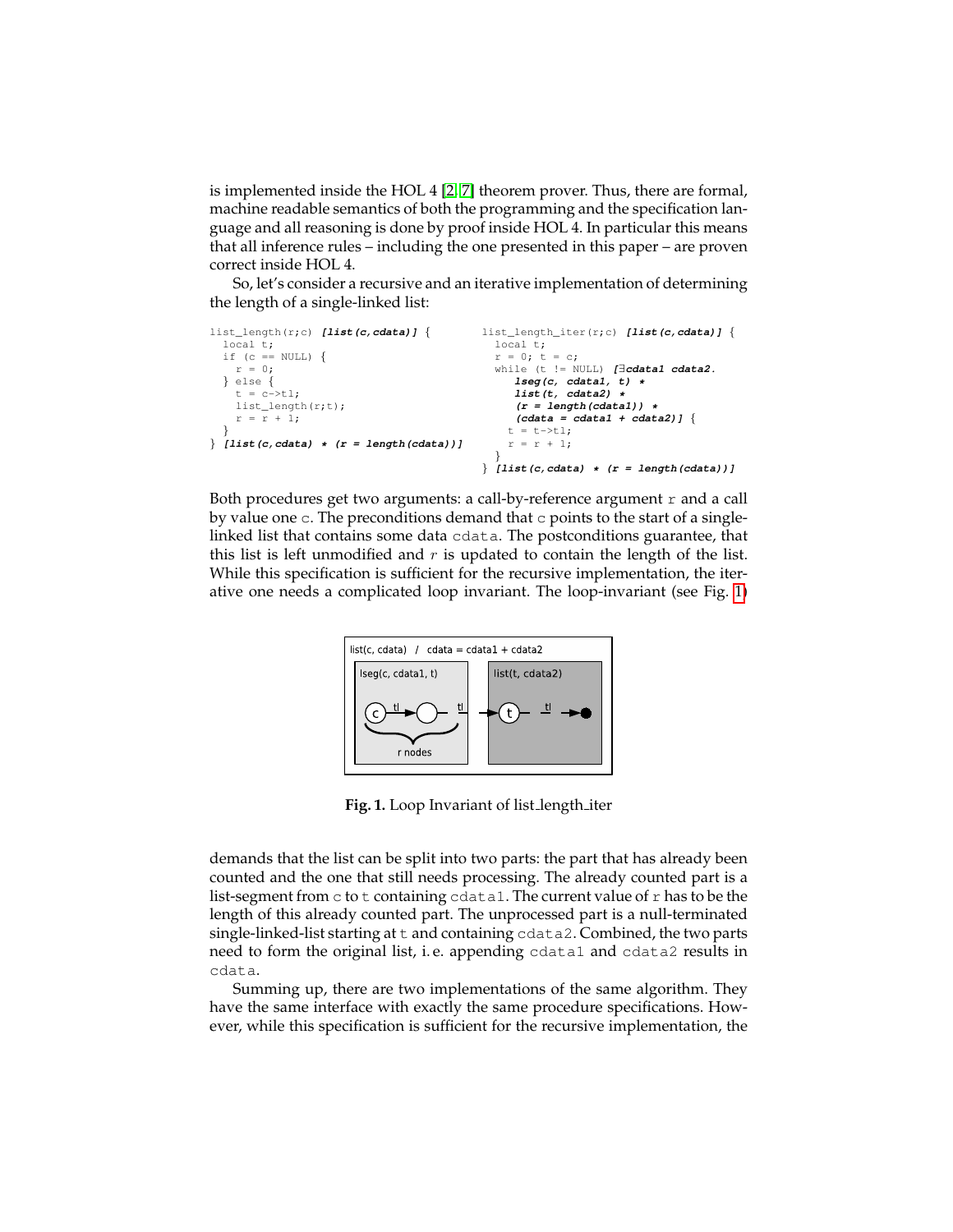is implemented inside the HOL 4 [2, 7] theorem prover. Thus, there are formal, machine readable semantics of both the programming and the specification language and all reasoning is done by proof inside HOL 4. In particular this means that all inference rules – including the one presented in this paper – are proven correct inside HOL 4.

So, let's consider a recursive and an iterative implementation of determining the length of a single-linked list:

```
list_length(r;c) [list(c,cdata)] {
  local t;
  if (c == NULL) {
    r = 0;
  } else {
    t = c->tl;
    list_length(r;t);
    r = r + 1;
  }
} [list(c,cdata) * (r = length(cdata))]
```

```
list_length_iter(r;c) [list(c,cdata)] {
  local t;
  r = 0; t = c;
  while (t != NULL) [∃cdata1 cdata2.
      lseg(c, cdata1, t) *
      list(t, cdata2) *
      (r = length(cdata1)) *
      (cdata = cdata1 + cdata2)] {
    t = t->tl;
    r = r + 1;
  }
} [list(c,cdata) * (r = length(cdata))]
```

Both procedures get two arguments: a call-by-reference argument r and a call by value one c. The preconditions demand that c points to the start of a single-linked list that contains some data cdata. The postconditions guarantee, that this list is left unmodified and $r$ is updated to contain the length of the list. While this specification is sufficient for the recursive implementation, the iterative one needs a complicated loop invariant. The loop-invariant (see Fig. 1)

list(c, cdata) / cdata = cdata1 + cdata2

lseg(c, cdata1, t) — r nodes | list(t, cdata2)

**Fig. 1.** Loop Invariant of list_length_iter

demands that the list can be split into two parts: the part that has already been counted and the one that still needs processing. The already counted part is a list-segment from c to t containing cdata1. The current value of r has to be the length of this already counted part. The unprocessed part is a null-terminated single-linked-list starting at t and containing cdata2. Combined, the two parts need to form the original list, i. e. appending cdata1 and cdata2 results in cdata.

Summing up, there are two implementations of the same algorithm. They have the same interface with exactly the same procedure specifications. However, while this specification is sufficient for the recursive implementation, the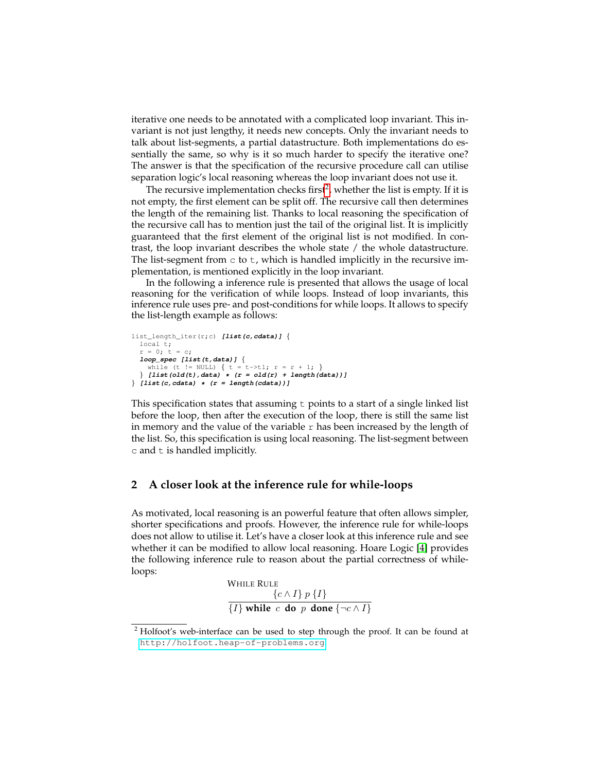iterative one needs to be annotated with a complicated loop invariant. This invariant is not just lengthy, it needs new concepts. Only the invariant needs to talk about list-segments, a partial datastructure. Both implementations do essentially the same, so why is it so much harder to specify the iterative one? The answer is that the specification of the recursive procedure call can utilise separation logic's local reasoning whereas the loop invariant does not use it.

The recursive implementation checks first[2], whether the list is empty. If it is not empty, the first element can be split off. The recursive call then determines the length of the remaining list. Thanks to local reasoning the specification of the recursive call has to mention just the tail of the original list. It is implicitly guaranteed that the first element of the original list is not modified. In contrast, the loop invariant describes the whole state / the whole datastructure. The list-segment from `c` to `t`, which is handled implicitly in the recursive implementation, is mentioned explicitly in the loop invariant.

In the following a inference rule is presented that allows the usage of local reasoning for the verification of while loops. Instead of loop invariants, this inference rule uses pre- and post-conditions for while loops. It allows to specify the list-length example as follows:

```
list_length_iter(r;c) [list(c,cdata)] {
  local t;
  r = 0; t = c;
  loop_spec [list(t,data)] {
    while (t != NULL) { t = t->tl; r = r + 1; }
  } [list(old(t),data) * (r = old(r) + length(data))]
} [list(c,cdata) * (r = length(cdata))]
```

This specification states that assuming `t` points to a start of a single linked list before the loop, then after the execution of the loop, there is still the same list in memory and the value of the variable `r` has been increased by the length of the list. So, this specification is using local reasoning. The list-segment between `c` and `t` is handled implicitly.

## 2 A closer look at the inference rule for while-loops

As motivated, local reasoning is an powerful feature that often allows simpler, shorter specifications and proofs. However, the inference rule for while-loops does not allow to utilise it. Let's have a closer look at this inference rule and see whether it can be modified to allow local reasoning. Hoare Logic [4] provides the following inference rule to reason about the partial correctness of while-loops:

$$\textsc{While Rule}\quad \frac{\{c \wedge I\}\ p\ \{I\}}{\{I\}\ \textbf{while}\ c\ \textbf{do}\ p\ \textbf{done}\ \{\neg c \wedge I\}}$$

[2] Holfoot's web-interface can be used to step through the proof. It can be found at http://holfoot.heap-of-problems.org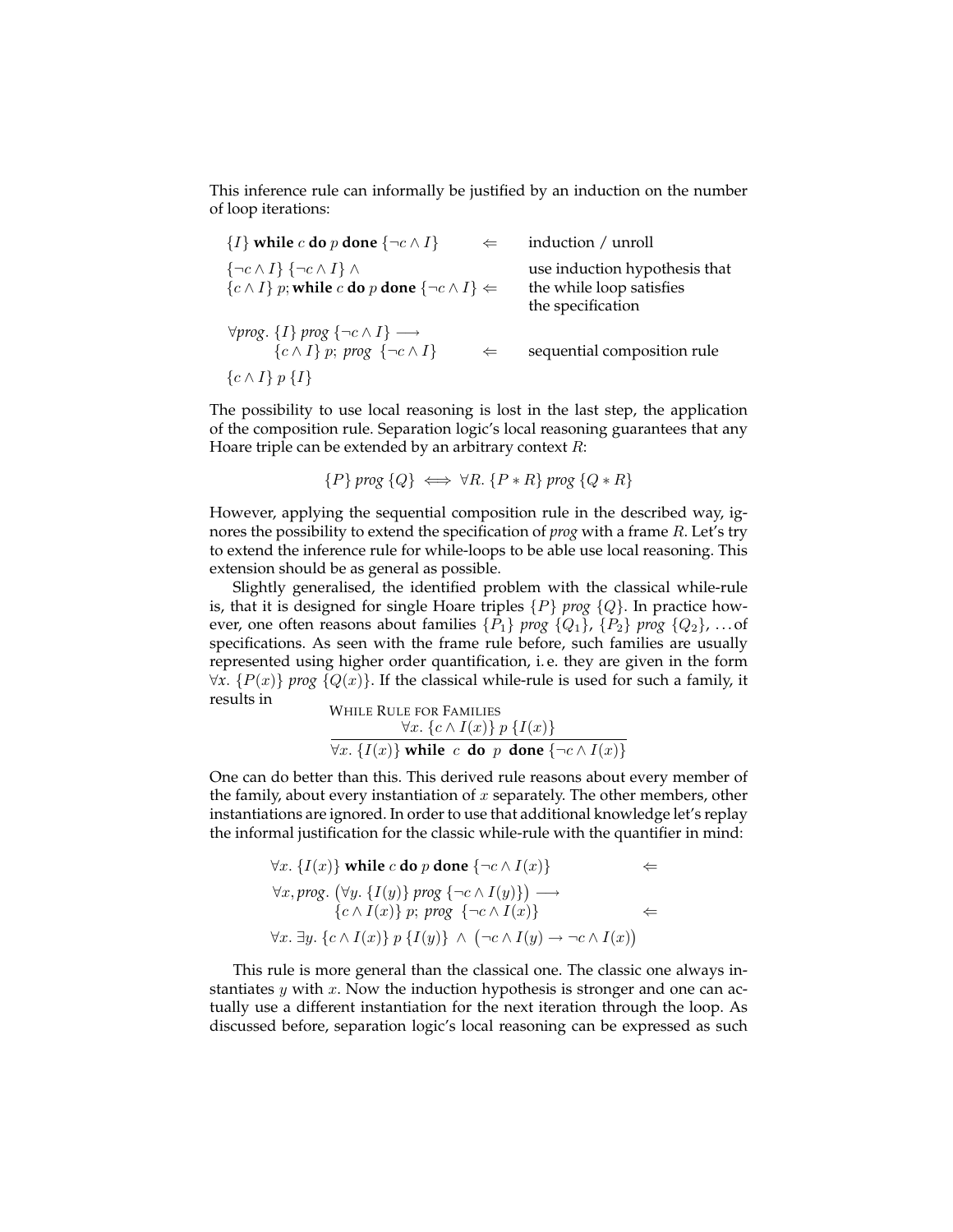This inference rule can informally be justified by an induction on the number of loop iterations:

| | | |
|---|---|---|
| $\{I\}$ **while** $c$ **do** $p$ **done** $\{\neg c \wedge I\}$ | $\Leftarrow$ | induction / unroll |
| $\{\neg c \wedge I\}$ $\{\neg c \wedge I\}$ $\wedge$ $\{c \wedge I\}$ $p$; **while** $c$ **do** $p$ **done** $\{\neg c \wedge I\}$ | $\Leftarrow$ | use induction hypothesis that the while loop satisfies the specification |
| $\forall$*prog*. $\{I\}$ *prog* $\{\neg c \wedge I\} \longrightarrow$ $\{c \wedge I\}$ $p$; *prog* $\{\neg c \wedge I\}$ | $\Leftarrow$ | sequential composition rule |
| $\{c \wedge I\}$ $p$ $\{I\}$ | | |

The possibility to use local reasoning is lost in the last step, the application of the composition rule. Separation logic's local reasoning guarantees that any Hoare triple can be extended by an arbitrary context $R$:

$$\{P\}\ \mathit{prog}\ \{Q\} \iff \forall R.\ \{P * R\}\ \mathit{prog}\ \{Q * R\}$$

However, applying the sequential composition rule in the described way, ignores the possibility to extend the specification of *prog* with a frame $R$. Let's try to extend the inference rule for while-loops to be able use local reasoning. This extension should be as general as possible.

Slightly generalised, the identified problem with the classical while-rule is, that it is designed for single Hoare triples $\{P\}$ *prog* $\{Q\}$. In practice however, one often reasons about families $\{P_1\}$ *prog* $\{Q_1\}$, $\{P_2\}$ *prog* $\{Q_2\}$, ... of specifications. As seen with the frame rule before, such families are usually represented using higher order quantification, i. e. they are given in the form $\forall x.\ \{P(x)\}$ *prog* $\{Q(x)\}$. If the classical while-rule is used for such a family, it results in

While Rule for Families

$$\frac{\forall x.\ \{c \wedge I(x)\}\ p\ \{I(x)\}}{\forall x.\ \{I(x)\}\ \textbf{while}\ \ c\ \ \textbf{do}\ \ p\ \ \textbf{done}\ \{\neg c \wedge I(x)\}}$$

One can do better than this. This derived rule reasons about every member of the family, about every instantiation of $x$ separately. The other members, other instantiations are ignored. In order to use that additional knowledge let's replay the informal justification for the classic while-rule with the quantifier in mind:

$$\forall x.\ \{I(x)\}\ \textbf{while}\ c\ \textbf{do}\ p\ \textbf{done}\ \{\neg c \wedge I(x)\} \qquad \Leftarrow$$

$$\forall x, \mathit{prog}.\ \big(\forall y.\ \{I(y)\}\ \mathit{prog}\ \{\neg c \wedge I(y)\}\big) \longrightarrow \{c \wedge I(x)\}\ p;\ \mathit{prog}\ \{\neg c \wedge I(x)\} \qquad \Leftarrow$$

$$\forall x.\ \exists y.\ \{c \wedge I(x)\}\ p\ \{I(y)\}\ \wedge\ \big(\neg c \wedge I(y) \rightarrow \neg c \wedge I(x)\big)$$

This rule is more general than the classical one. The classic one always instantiates $y$ with $x$. Now the induction hypothesis is stronger and one can actually use a different instantiation for the next iteration through the loop. As discussed before, separation logic's local reasoning can be expressed as such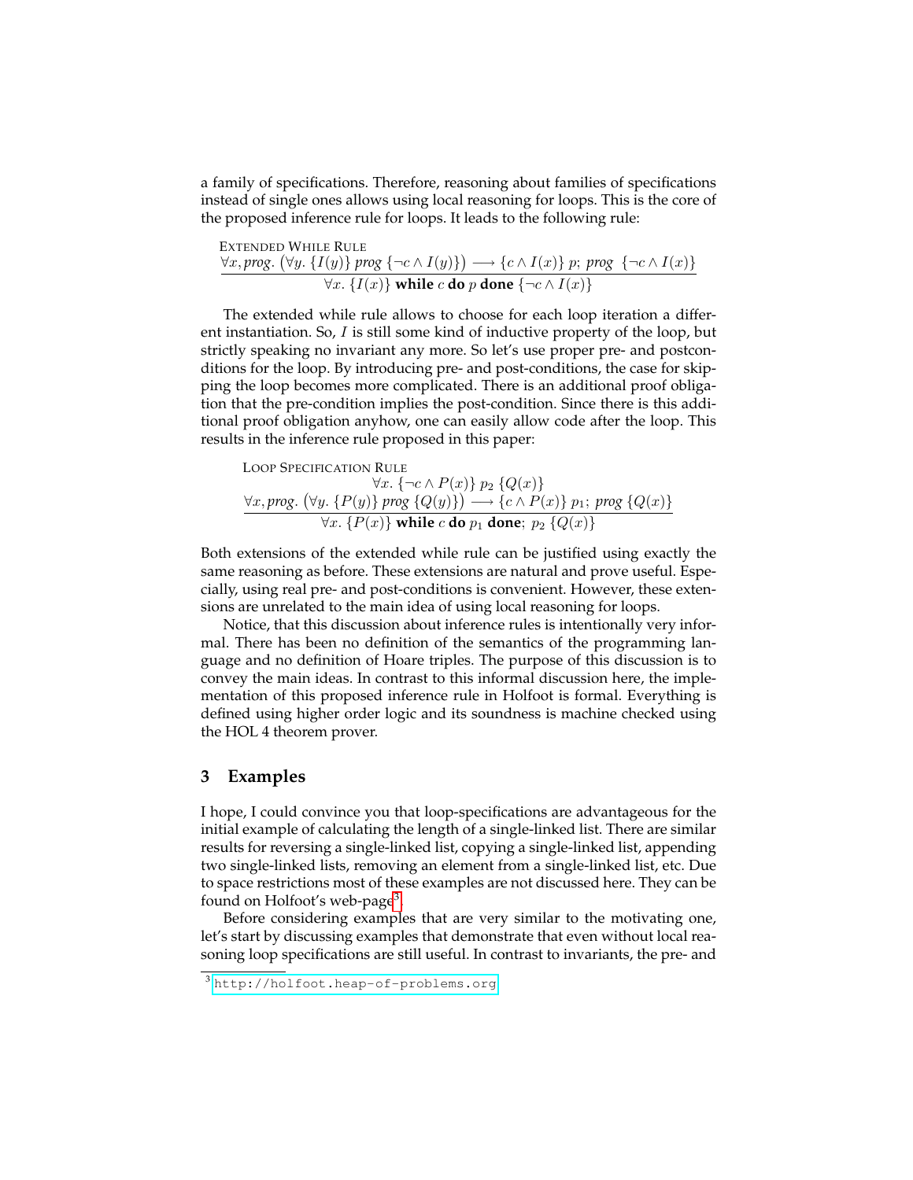a family of specifications. Therefore, reasoning about families of specifications instead of single ones allows using local reasoning for loops. This is the core of the proposed inference rule for loops. It leads to the following rule:

Extended While Rule

$$\frac{\forall x, \mathit{prog}.\ \big(\forall y.\ \{I(y)\}\ \mathit{prog}\ \{\neg c \wedge I(y)\}\big) \longrightarrow \{c \wedge I(x)\}\ p;\ \mathit{prog}\ \ \{\neg c \wedge I(x)\}}{\forall x.\ \{I(x)\}\ \textbf{while}\ c\ \textbf{do}\ p\ \textbf{done}\ \{\neg c \wedge I(x)\}}$$

The extended while rule allows to choose for each loop iteration a different instantiation. So, $I$ is still some kind of inductive property of the loop, but strictly speaking no invariant any more. So let's use proper pre- and postconditions for the loop. By introducing pre- and post-conditions, the case for skipping the loop becomes more complicated. There is an additional proof obligation that the pre-condition implies the post-condition. Since there is this additional proof obligation anyhow, one can easily allow code after the loop. This results in the inference rule proposed in this paper:

Loop Specification Rule

$$\frac{\begin{array}{c}\forall x.\ \{\neg c \wedge P(x)\}\ p_2\ \{Q(x)\} \\ \forall x, \mathit{prog}.\ \big(\forall y.\ \{P(y)\}\ \mathit{prog}\ \{Q(y)\}\big) \longrightarrow \{c \wedge P(x)\}\ p_1;\ \mathit{prog}\ \{Q(x)\}\end{array}}{\forall x.\ \{P(x)\}\ \textbf{while}\ c\ \textbf{do}\ p_1\ \textbf{done};\ p_2\ \{Q(x)\}}$$

Both extensions of the extended while rule can be justified using exactly the same reasoning as before. These extensions are natural and prove useful. Especially, using real pre- and post-conditions is convenient. However, these extensions are unrelated to the main idea of using local reasoning for loops.

Notice, that this discussion about inference rules is intentionally very informal. There has been no definition of the semantics of the programming language and no definition of Hoare triples. The purpose of this discussion is to convey the main ideas. In contrast to this informal discussion here, the implementation of this proposed inference rule in Holfoot is formal. Everything is defined using higher order logic and its soundness is machine checked using the HOL 4 theorem prover.

## 3 Examples

I hope, I could convince you that loop-specifications are advantageous for the initial example of calculating the length of a single-linked list. There are similar results for reversing a single-linked list, copying a single-linked list, appending two single-linked lists, removing an element from a single-linked list, etc. Due to space restrictions most of these examples are not discussed here. They can be found on Holfoot's web-page[3].

Before considering examples that are very similar to the motivating one, let's start by discussing examples that demonstrate that even without local reasoning loop specifications are still useful. In contrast to invariants, the pre- and

[3] http://holfoot.heap-of-problems.org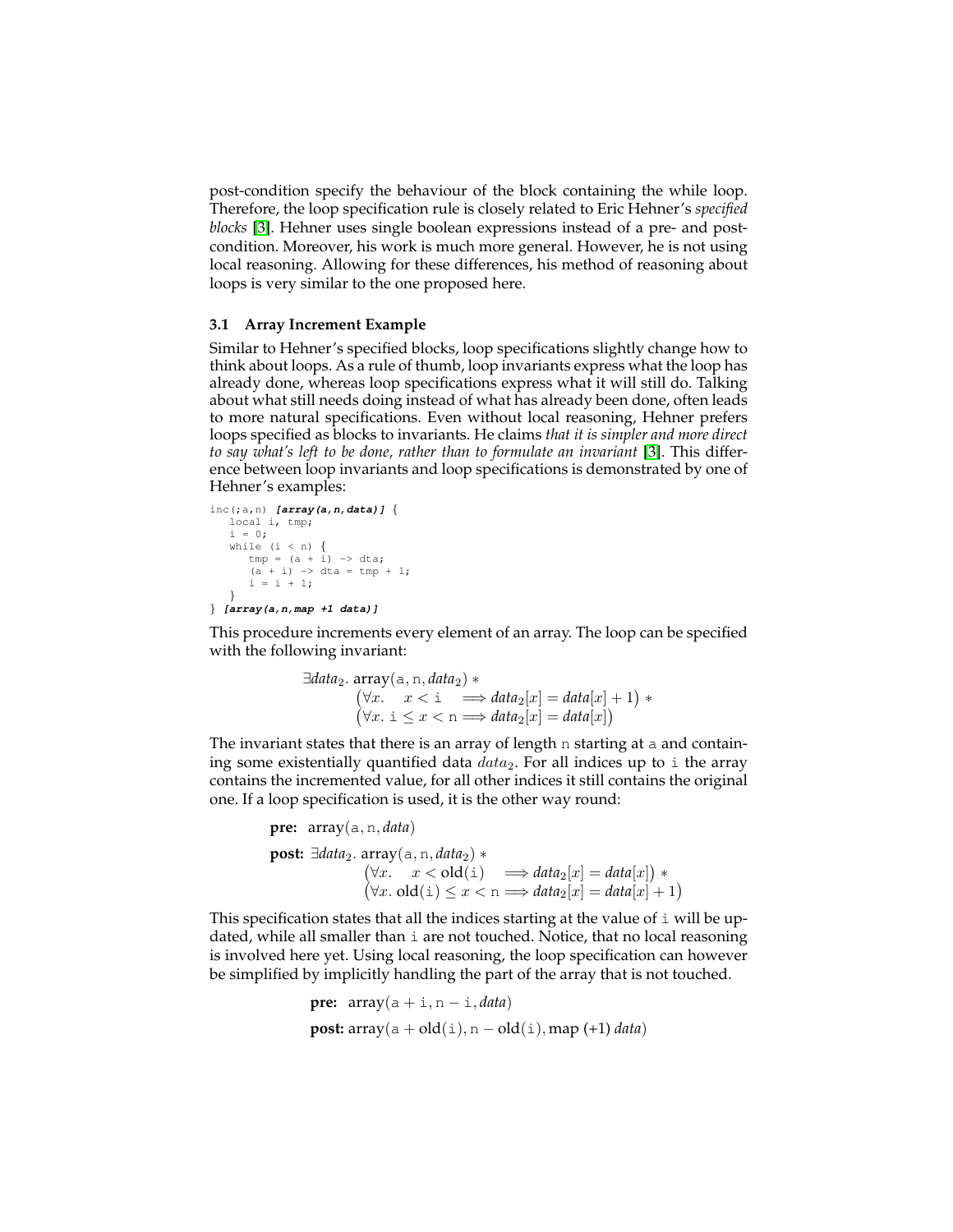post-condition specify the behaviour of the block containing the while loop. Therefore, the loop specification rule is closely related to Eric Hehner's *specified blocks* [3]. Hehner uses single boolean expressions instead of a pre- and post-condition. Moreover, his work is much more general. However, he is not using local reasoning. Allowing for these differences, his method of reasoning about loops is very similar to the one proposed here.

### 3.1 Array Increment Example

Similar to Hehner's specified blocks, loop specifications slightly change how to think about loops. As a rule of thumb, loop invariants express what the loop has already done, whereas loop specifications express what it will still do. Talking about what still needs doing instead of what has already been done, often leads to more natural specifications. Even without local reasoning, Hehner prefers loops specified as blocks to invariants. He claims *that it is simpler and more direct to say what's left to be done, rather than to formulate an invariant* [3]. This difference between loop invariants and loop specifications is demonstrated by one of Hehner's examples:

```
inc(;a,n) [array(a,n,data)] {
   local i, tmp;
   i = 0;
   while (i < n) {
      tmp = (a + i) -> dta;
      (a + i) -> dta = tmp + 1;
      i = i + 1;
   }
} [array(a,n,map +1 data)]
```

This procedure increments every element of an array. The loop can be specified with the following invariant:

$$
\begin{aligned}
\exists \mathit{data}_2.\ & \mathrm{array}(\mathtt{a}, \mathtt{n}, \mathit{data}_2) \ast \\
& \big(\forall x.\quad x < \mathtt{i} \quad \Longrightarrow \mathit{data}_2[x] = \mathit{data}[x] + 1\big) \ast \\
& \big(\forall x.\ \mathtt{i} \leq x < \mathtt{n} \Longrightarrow \mathit{data}_2[x] = \mathit{data}[x]\big)
\end{aligned}
$$

The invariant states that there is an array of length n starting at a and containing some existentially quantified data $data_2$. For all indices up to i the array contains the incremented value, for all other indices it still contains the original one. If a loop specification is used, it is the other way round:

$$
\begin{aligned}
\textbf{pre:}\ & \mathrm{array}(\mathtt{a}, \mathtt{n}, \mathit{data}) \\
\textbf{post:}\ & \exists \mathit{data}_2.\ \mathrm{array}(\mathtt{a}, \mathtt{n}, \mathit{data}_2) \ast \\
& \qquad \big(\forall x.\quad x < \mathrm{old}(\mathtt{i}) \quad \Longrightarrow \mathit{data}_2[x] = \mathit{data}[x]\big) \ast \\
& \qquad \big(\forall x.\ \mathrm{old}(\mathtt{i}) \leq x < \mathtt{n} \Longrightarrow \mathit{data}_2[x] = \mathit{data}[x] + 1\big)
\end{aligned}
$$

This specification states that all the indices starting at the value of i will be updated, while all smaller than i are not touched. Notice, that no local reasoning is involved here yet. Using local reasoning, the loop specification can however be simplified by implicitly handling the part of the array that is not touched.

$$
\begin{aligned}
\textbf{pre:}\ & \mathrm{array}(\mathtt{a} + \mathtt{i}, \mathtt{n} - \mathtt{i}, \mathit{data}) \\
\textbf{post:}\ & \mathrm{array}(\mathtt{a} + \mathrm{old}(\mathtt{i}), \mathtt{n} - \mathrm{old}(\mathtt{i}), \mathrm{map}\ (+1)\ \mathit{data})
\end{aligned}
$$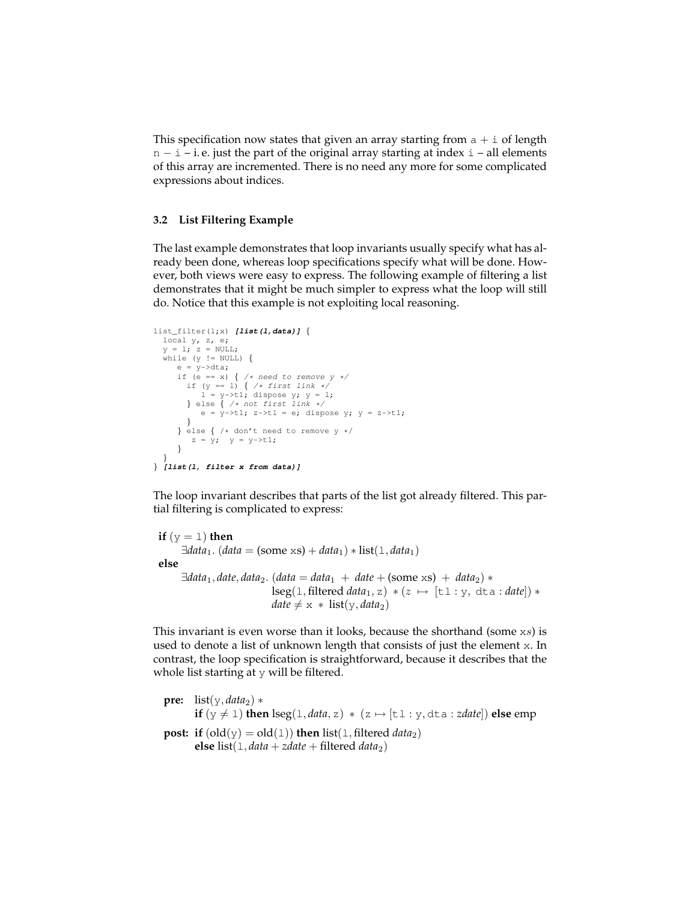This specification now states that given an array starting from a + i of length n − i – i. e. just the part of the original array starting at index i – all elements of this array are incremented. There is no need any more for some complicated expressions about indices.

### 3.2 List Filtering Example

The last example demonstrates that loop invariants usually specify what has already been done, whereas loop specifications specify what will be done. However, both views were easy to express. The following example of filtering a list demonstrates that it might be much simpler to express what the loop will still do. Notice that this example is not exploiting local reasoning.

```
list_filter(l;x) [list(l,data)] {
  local y, z, e;
  y = l; z = NULL;
  while (y != NULL) {
     e = y->dta;
     if (e == x) { /* need to remove y */
       if (y == l) { /* first link */
          l = y->tl; dispose y; y = l;
       } else { /* not first link */
          e = y->tl; z->tl = e; dispose y; y = z->tl;
       }
     } else { /* don't need to remove y */
        z = y;  y = y->tl;
     }
  }
} [list(l, filter x from data)]
```

The loop invariant describes that parts of the list got already filtered. This partial filtering is complicated to express:

$$
\begin{array}{l}
\textbf{if } (\mathtt{y} = \mathtt{l}) \textbf{ then} \\
\quad \exists data_1.\ (data = (\text{some } \mathtt{xs}) + data_1) * \text{list}(\mathtt{l}, data_1) \\
\textbf{else} \\
\quad \exists data_1, date, data_2.\ (data = data_1 \ + \ date + (\text{some } \mathtt{xs}) \ + \ data_2) * \\
\qquad\qquad\qquad\qquad \text{lseg}(\mathtt{l}, \text{filtered } data_1, \mathtt{z}) \ * (z \ \mapsto \ [\mathtt{tl} : \mathtt{y},\ \mathtt{dta} : date]) * \\
\qquad\qquad\qquad\qquad date \neq \mathtt{x} \ * \ \text{list}(\mathtt{y}, data_2)
\end{array}
$$

This invariant is even worse than it looks, because the shorthand (some x*s*) is used to denote a list of unknown length that consists of just the element x. In contrast, the loop specification is straightforward, because it describes that the whole list starting at y will be filtered.

$$
\begin{array}{ll}
\textbf{pre:} & \text{list}(\mathtt{y}, data_2) * \\
& \textbf{if } (\mathtt{y} \neq \mathtt{l}) \textbf{ then } \text{lseg}(\mathtt{l}, data, \mathtt{z}) \ * \ (\mathtt{z} \mapsto [\mathtt{tl} : \mathtt{y}, \mathtt{dta} : zdate]) \textbf{ else } \text{emp} \\
\textbf{post:} & \textbf{if } (\text{old}(\mathtt{y}) = \text{old}(\mathtt{l})) \textbf{ then } \text{list}(\mathtt{l}, \text{filtered } data_2) \\
& \textbf{else } \text{list}(\mathtt{l}, data + zdate + \text{filtered } data_2)
\end{array}
$$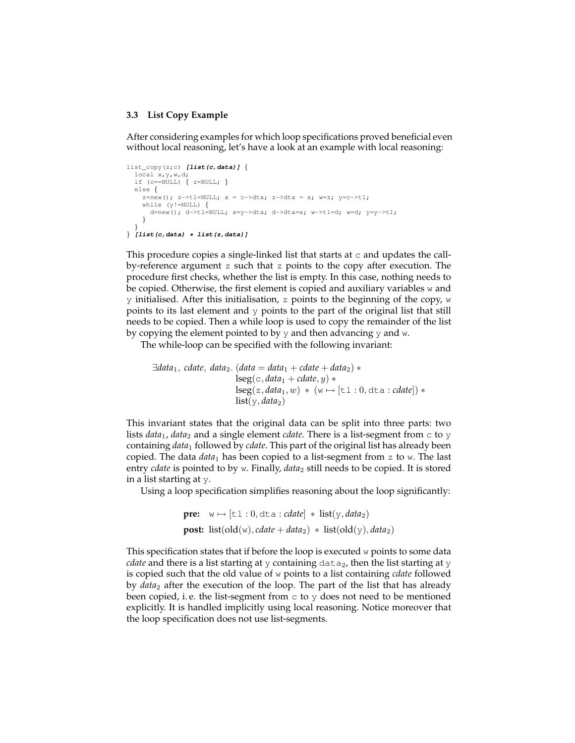### 3.3 List Copy Example

After considering examples for which loop specifications proved beneficial even without local reasoning, let's have a look at an example with local reasoning:

```
list_copy(z;c) [list(c,data)] {
  local x,y,w,d;
  if (c==NULL) { z=NULL; }
  else {
    z=new(); z->tl=NULL; x = c->dta; z->dta = x; w=z; y=c->tl;
    while (y!=NULL) {
      d=new(); d->tl=NULL; x=y->dta; d->dta=x; w->tl=d; w=d; y=y->tl;
    }
  }
} [list(c,data) * list(z,data)]
```

This procedure copies a single-linked list that starts at c and updates the call-by-reference argument z such that z points to the copy after execution. The procedure first checks, whether the list is empty. In this case, nothing needs to be copied. Otherwise, the first element is copied and auxiliary variables w and y initialised. After this initialisation, z points to the beginning of the copy, w points to its last element and y points to the part of the original list that still needs to be copied. Then a while loop is used to copy the remainder of the list by copying the element pointed to by y and then advancing y and w.

The while-loop can be specified with the following invariant:

$$\begin{aligned}\exists \mathit{data}_1,\ \mathit{cdate},\ \mathit{data}_2.\ &(\mathit{data} = \mathit{data}_1 + \mathit{cdate} + \mathit{data}_2) * \\ &\mathrm{lseg}(\mathtt{c}, \mathit{data}_1 + \mathit{cdate}, y) * \\ &\mathrm{lseg}(\mathtt{z}, \mathit{data}_1, w) \ * \ (\mathtt{w} \mapsto [\mathtt{tl} : 0, \mathtt{dta} : \mathit{cdate}]) * \\ &\mathrm{list}(\mathtt{y}, \mathit{data}_2)\end{aligned}$$

This invariant states that the original data can be split into three parts: two lists $\mathit{data}_1$, $\mathit{data}_2$ and a single element *cdate*. There is a list-segment from c to y containing $\mathit{data}_1$ followed by *cdate*. This part of the original list has already been copied. The data $\mathit{data}_1$ has been copied to a list-segment from z to w. The last entry *cdate* is pointed to by w. Finally, $\mathit{data}_2$ still needs to be copied. It is stored in a list starting at y.

Using a loop specification simplifies reasoning about the loop significantly:

$$\begin{aligned}&\textbf{pre:}\quad \mathtt{w} \mapsto [\mathtt{tl} : 0, \mathtt{dta} : \mathit{cdate}] \ * \ \mathrm{list}(\mathtt{y}, \mathit{data}_2) \\ &\textbf{post:}\ \mathrm{list}(\mathrm{old}(\mathtt{w}), \mathit{cdate} + \mathit{data}_2) \ * \ \mathrm{list}(\mathrm{old}(\mathtt{y}), \mathit{data}_2)\end{aligned}$$

This specification states that if before the loop is executed w points to some data *cdate* and there is a list starting at y containing $\mathtt{data}_2$, then the list starting at y is copied such that the old value of w points to a list containing *cdate* followed by $\mathit{data}_2$ after the execution of the loop. The part of the list that has already been copied, i. e. the list-segment from c to y does not need to be mentioned explicitly. It is handled implicitly using local reasoning. Notice moreover that the loop specification does not use list-segments.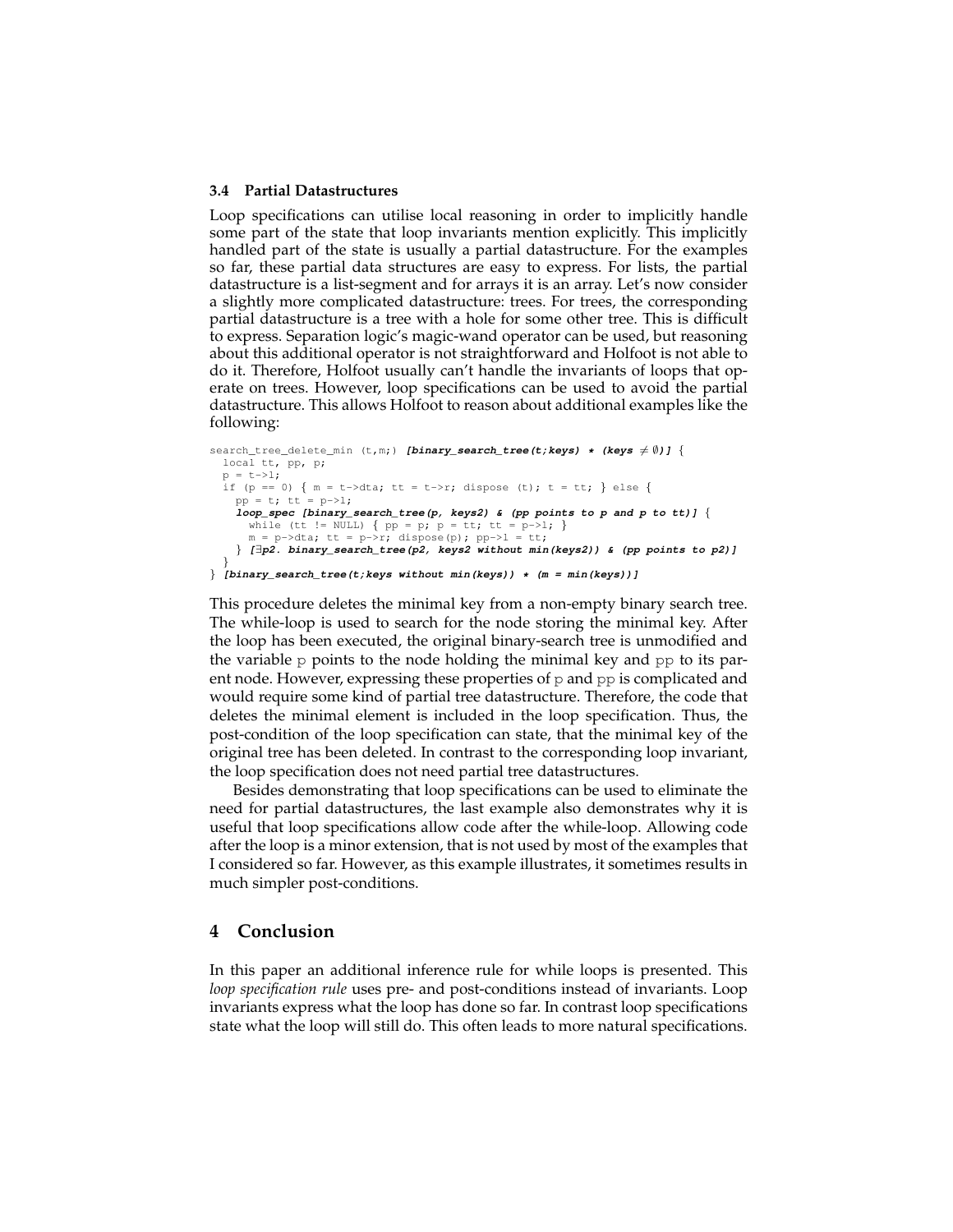### 3.4 Partial Datastructures

Loop specifications can utilise local reasoning in order to implicitly handle some part of the state that loop invariants mention explicitly. This implicitly handled part of the state is usually a partial datastructure. For the examples so far, these partial data structures are easy to express. For lists, the partial datastructure is a list-segment and for arrays it is an array. Let's now consider a slightly more complicated datastructure: trees. For trees, the corresponding partial datastructure is a tree with a hole for some other tree. This is difficult to express. Separation logic's magic-wand operator can be used, but reasoning about this additional operator is not straightforward and Holfoot is not able to do it. Therefore, Holfoot usually can't handle the invariants of loops that operate on trees. However, loop specifications can be used to avoid the partial datastructure. This allows Holfoot to reason about additional examples like the following:

```
search_tree_delete_min (t,m;) [binary_search_tree(t;keys) * (keys ≠ ∅)] {
  local tt, pp, p;
  p = t->l;
  if (p == 0) { m = t->dta; tt = t->r; dispose (t); t = tt; } else {
    pp = t; tt = p->l;
    loop_spec [binary_search_tree(p, keys2) & (pp points to p and p to tt)] {
      while (tt != NULL) { pp = p; p = tt; tt = p->l; }
      m = p->dta; tt = p->r; dispose(p); pp->l = tt;
    } [∃p2. binary_search_tree(p2, keys2 without min(keys2)) & (pp points to p2)]
  }
} [binary_search_tree(t;keys without min(keys)) * (m = min(keys))]
```

This procedure deletes the minimal key from a non-empty binary search tree. The while-loop is used to search for the node storing the minimal key. After the loop has been executed, the original binary-search tree is unmodified and the variable p points to the node holding the minimal key and pp to its parent node. However, expressing these properties of p and pp is complicated and would require some kind of partial tree datastructure. Therefore, the code that deletes the minimal element is included in the loop specification. Thus, the post-condition of the loop specification can state, that the minimal key of the original tree has been deleted. In contrast to the corresponding loop invariant, the loop specification does not need partial tree datastructures.

Besides demonstrating that loop specifications can be used to eliminate the need for partial datastructures, the last example also demonstrates why it is useful that loop specifications allow code after the while-loop. Allowing code after the loop is a minor extension, that is not used by most of the examples that I considered so far. However, as this example illustrates, it sometimes results in much simpler post-conditions.

## 4 Conclusion

In this paper an additional inference rule for while loops is presented. This *loop specification rule* uses pre- and post-conditions instead of invariants. Loop invariants express what the loop has done so far. In contrast loop specifications state what the loop will still do. This often leads to more natural specifications.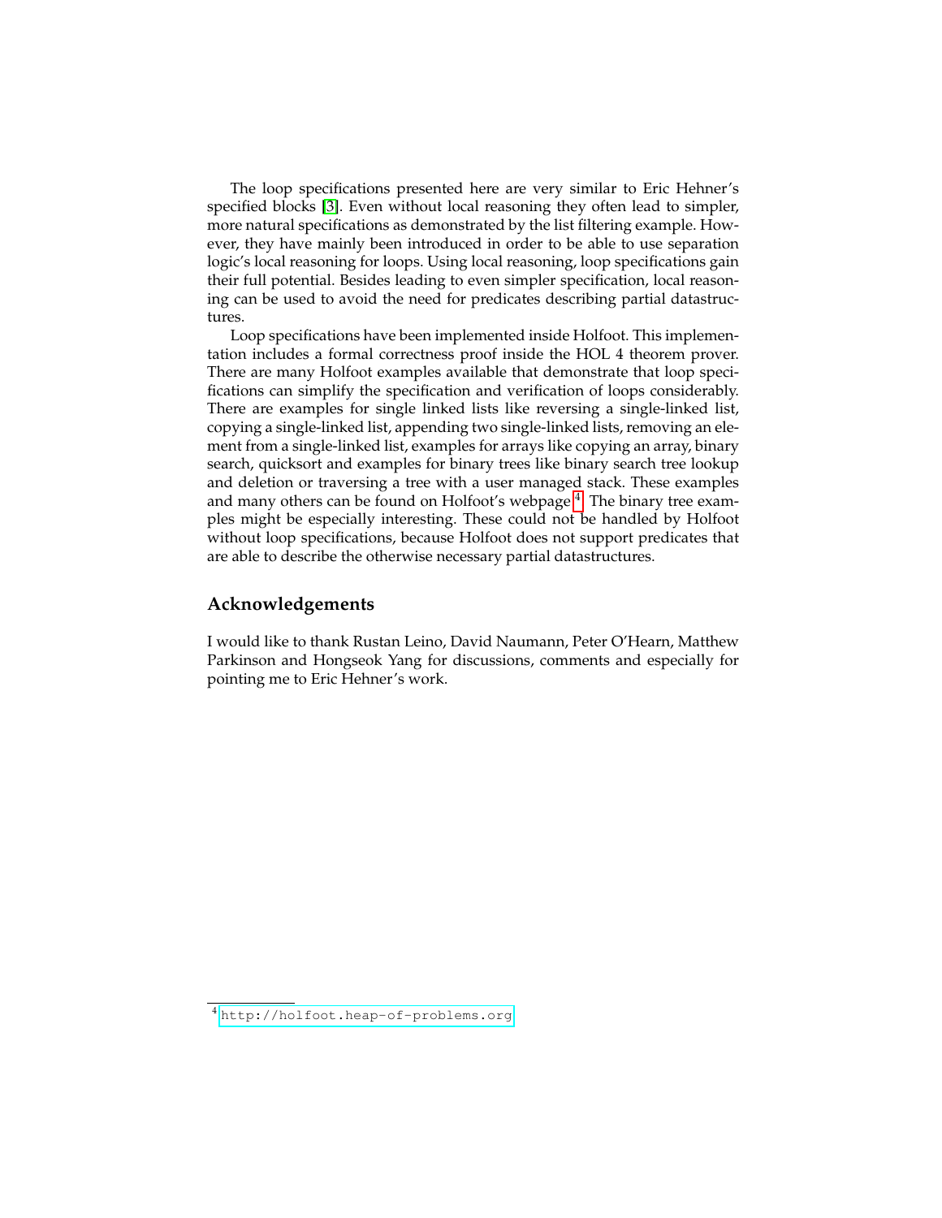The loop specifications presented here are very similar to Eric Hehner's specified blocks [3]. Even without local reasoning they often lead to simpler, more natural specifications as demonstrated by the list filtering example. However, they have mainly been introduced in order to be able to use separation logic's local reasoning for loops. Using local reasoning, loop specifications gain their full potential. Besides leading to even simpler specification, local reasoning can be used to avoid the need for predicates describing partial datastructures.

Loop specifications have been implemented inside Holfoot. This implementation includes a formal correctness proof inside the HOL 4 theorem prover. There are many Holfoot examples available that demonstrate that loop specifications can simplify the specification and verification of loops considerably. There are examples for single linked lists like reversing a single-linked list, copying a single-linked list, appending two single-linked lists, removing an element from a single-linked list, examples for arrays like copying an array, binary search, quicksort and examples for binary trees like binary search tree lookup and deletion or traversing a tree with a user managed stack. These examples and many others can be found on Holfoot's webpage[4]. The binary tree examples might be especially interesting. These could not be handled by Holfoot without loop specifications, because Holfoot does not support predicates that are able to describe the otherwise necessary partial datastructures.

## Acknowledgements

I would like to thank Rustan Leino, David Naumann, Peter O'Hearn, Matthew Parkinson and Hongseok Yang for discussions, comments and especially for pointing me to Eric Hehner's work.

[4] http://holfoot.heap-of-problems.org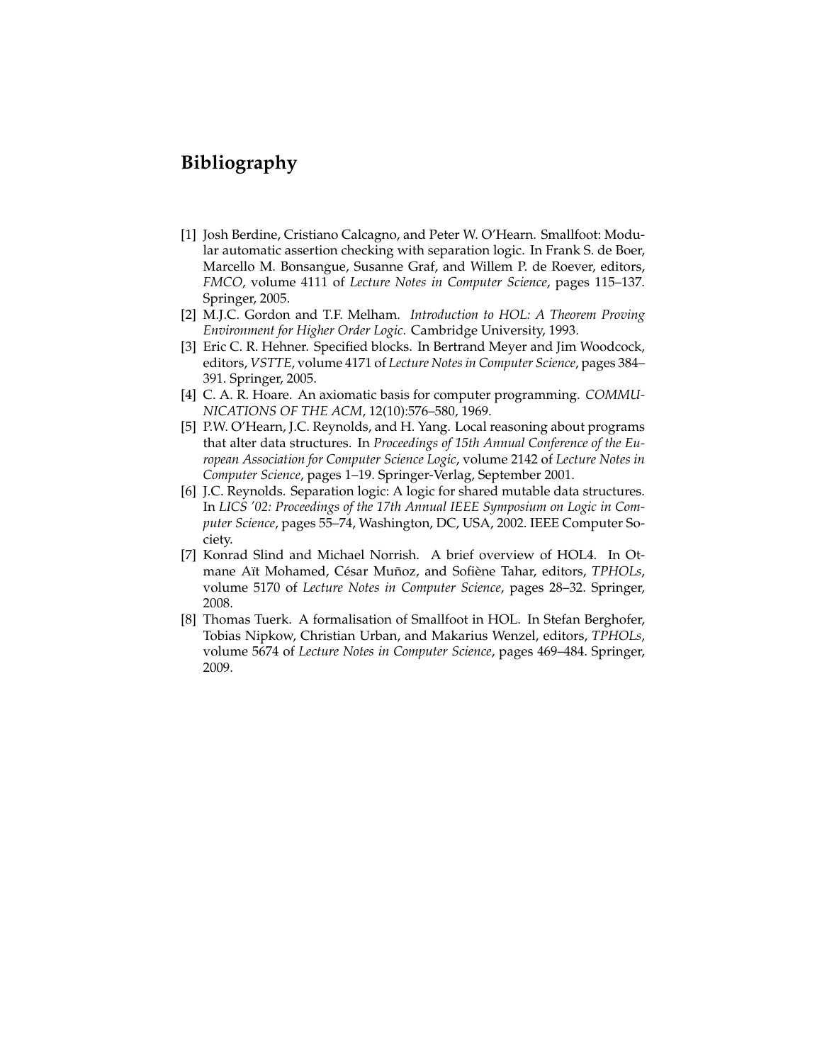# Bibliography

[1] Josh Berdine, Cristiano Calcagno, and Peter W. O'Hearn. Smallfoot: Modular automatic assertion checking with separation logic. In Frank S. de Boer, Marcello M. Bonsangue, Susanne Graf, and Willem P. de Roever, editors, *FMCO*, volume 4111 of *Lecture Notes in Computer Science*, pages 115–137. Springer, 2005.

[2] M.J.C. Gordon and T.F. Melham. *Introduction to HOL: A Theorem Proving Environment for Higher Order Logic*. Cambridge University, 1993.

[3] Eric C. R. Hehner. Specified blocks. In Bertrand Meyer and Jim Woodcock, editors, *VSTTE*, volume 4171 of *Lecture Notes in Computer Science*, pages 384–391. Springer, 2005.

[4] C. A. R. Hoare. An axiomatic basis for computer programming. *COMMUNICATIONS OF THE ACM*, 12(10):576–580, 1969.

[5] P.W. O'Hearn, J.C. Reynolds, and H. Yang. Local reasoning about programs that alter data structures. In *Proceedings of 15th Annual Conference of the European Association for Computer Science Logic*, volume 2142 of *Lecture Notes in Computer Science*, pages 1–19. Springer-Verlag, September 2001.

[6] J.C. Reynolds. Separation logic: A logic for shared mutable data structures. In *LICS '02: Proceedings of the 17th Annual IEEE Symposium on Logic in Computer Science*, pages 55–74, Washington, DC, USA, 2002. IEEE Computer Society.

[7] Konrad Slind and Michael Norrish. A brief overview of HOL4. In Otmane Aït Mohamed, César Muñoz, and Sofiène Tahar, editors, *TPHOLs*, volume 5170 of *Lecture Notes in Computer Science*, pages 28–32. Springer, 2008.

[8] Thomas Tuerk. A formalisation of Smallfoot in HOL. In Stefan Berghofer, Tobias Nipkow, Christian Urban, and Makarius Wenzel, editors, *TPHOLs*, volume 5674 of *Lecture Notes in Computer Science*, pages 469–484. Springer, 2009.